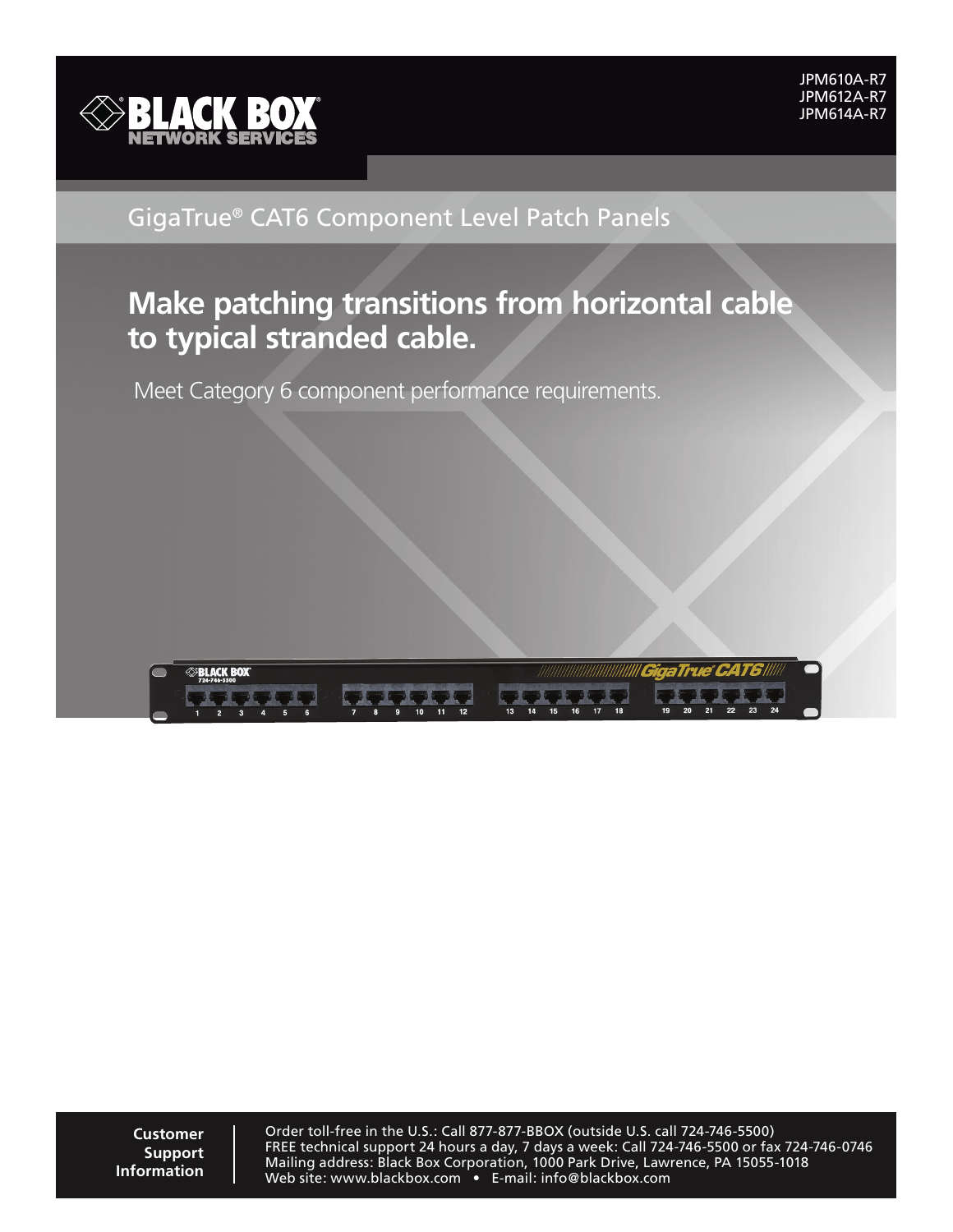JPM610A-R7
JPM612A-R7
JPM614A-R7

GigaTrue® CAT6 Component Level Patch Panels

# Make patching transitions from horizontal cable to typical stranded cable.

Meet Category 6 component performance requirements.

**Customer Support Information**

Order toll-free in the U.S.: Call 877-877-BBOX (outside U.S. call 724-746-5500)
FREE technical support 24 hours a day, 7 days a week: Call 724-746-5500 or fax 724-746-0746
Mailing address: Black Box Corporation, 1000 Park Drive, Lawrence, PA 15055-1018
Web site: www.blackbox.com • E-mail: info@blackbox.com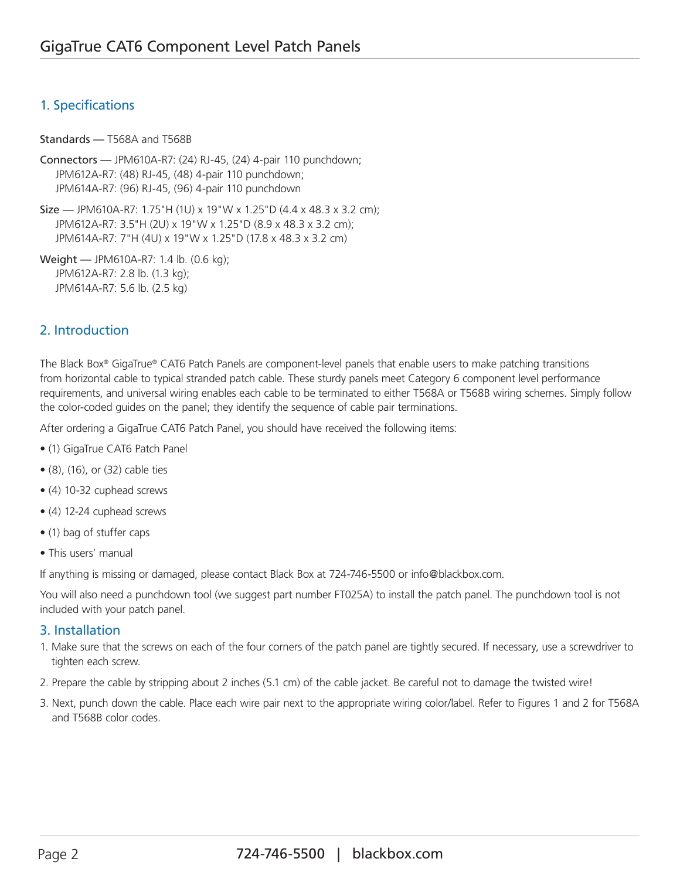## 1. Specifications

**Standards** — T568A and T568B

**Connectors** — JPM610A-R7: (24) RJ-45, (24) 4-pair 110 punchdown;
JPM612A-R7: (48) RJ-45, (48) 4-pair 110 punchdown;
JPM614A-R7: (96) RJ-45, (96) 4-pair 110 punchdown

**Size** — JPM610A-R7: 1.75"H (1U) x 19"W x 1.25"D (4.4 x 48.3 x 3.2 cm);
JPM612A-R7: 3.5"H (2U) x 19"W x 1.25"D (8.9 x 48.3 x 3.2 cm);
JPM614A-R7: 7"H (4U) x 19"W x 1.25"D (17.8 x 48.3 x 3.2 cm)

**Weight** — JPM610A-R7: 1.4 lb. (0.6 kg);
JPM612A-R7: 2.8 lb. (1.3 kg);
JPM614A-R7: 5.6 lb. (2.5 kg)

## 2. Introduction

The Black Box® GigaTrue® CAT6 Patch Panels are component-level panels that enable users to make patching transitions from horizontal cable to typical stranded patch cable. These sturdy panels meet Category 6 component level performance requirements, and universal wiring enables each cable to be terminated to either T568A or T568B wiring schemes. Simply follow the color-coded guides on the panel; they identify the sequence of cable pair terminations.

After ordering a GigaTrue CAT6 Patch Panel, you should have received the following items:

- (1) GigaTrue CAT6 Patch Panel
- (8), (16), or (32) cable ties
- (4) 10-32 cuphead screws
- (4) 12-24 cuphead screws
- (1) bag of stuffer caps
- This users' manual

If anything is missing or damaged, please contact Black Box at 724-746-5500 or info@blackbox.com.

You will also need a punchdown tool (we suggest part number FT025A) to install the patch panel. The punchdown tool is not included with your patch panel.

## 3. Installation

1. Make sure that the screws on each of the four corners of the patch panel are tightly secured. If necessary, use a screwdriver to tighten each screw.
2. Prepare the cable by stripping about 2 inches (5.1 cm) of the cable jacket. Be careful not to damage the twisted wire!
3. Next, punch down the cable. Place each wire pair next to the appropriate wiring color/label. Refer to Figures 1 and 2 for T568A and T568B color codes.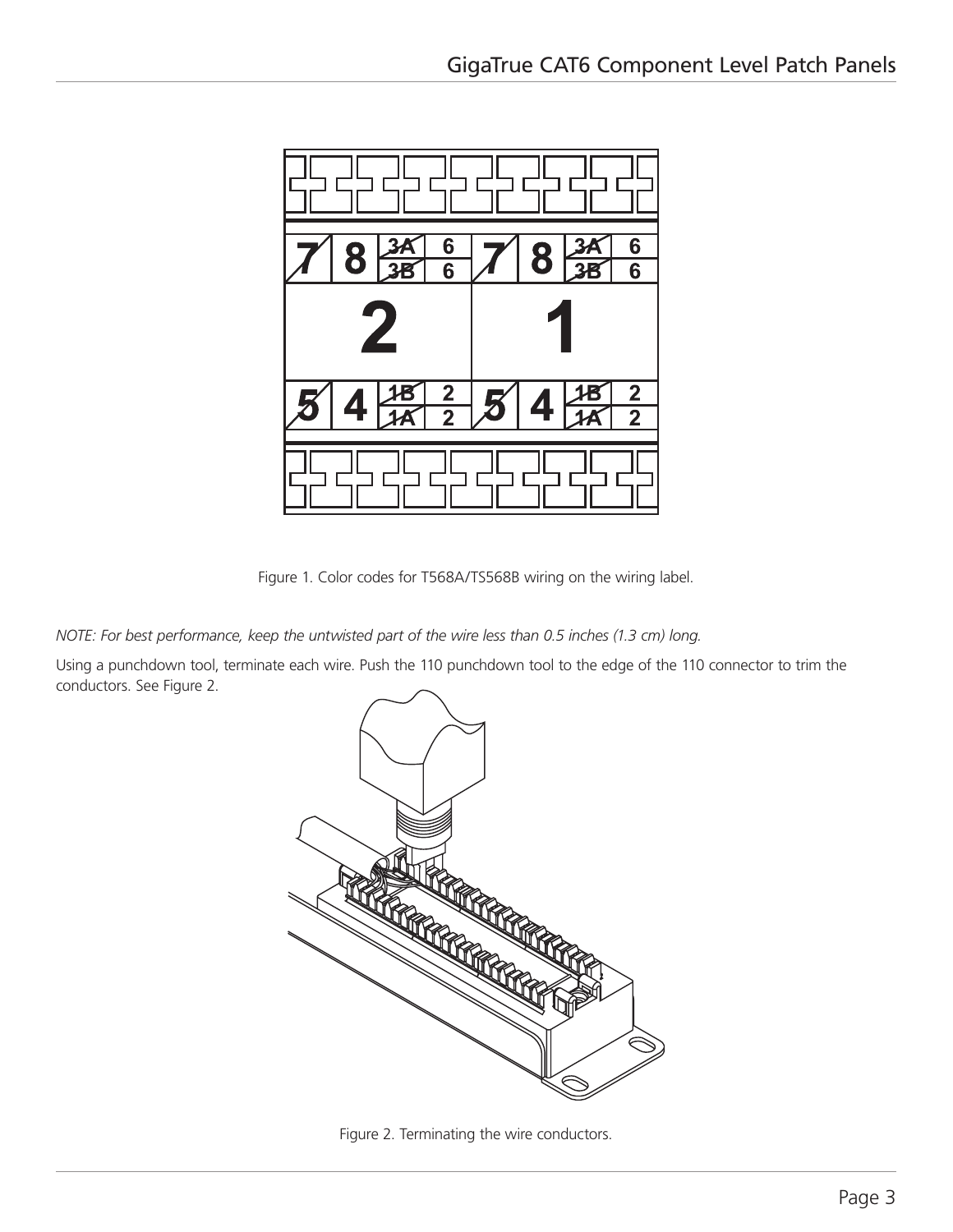Figure 1. Color codes for T568A/TS568B wiring on the wiring label.

*NOTE: For best performance, keep the untwisted part of the wire less than 0.5 inches (1.3 cm) long.*

Using a punchdown tool, terminate each wire. Push the 110 punchdown tool to the edge of the 110 connector to trim the conductors. See Figure 2.

Figure 2. Terminating the wire conductors.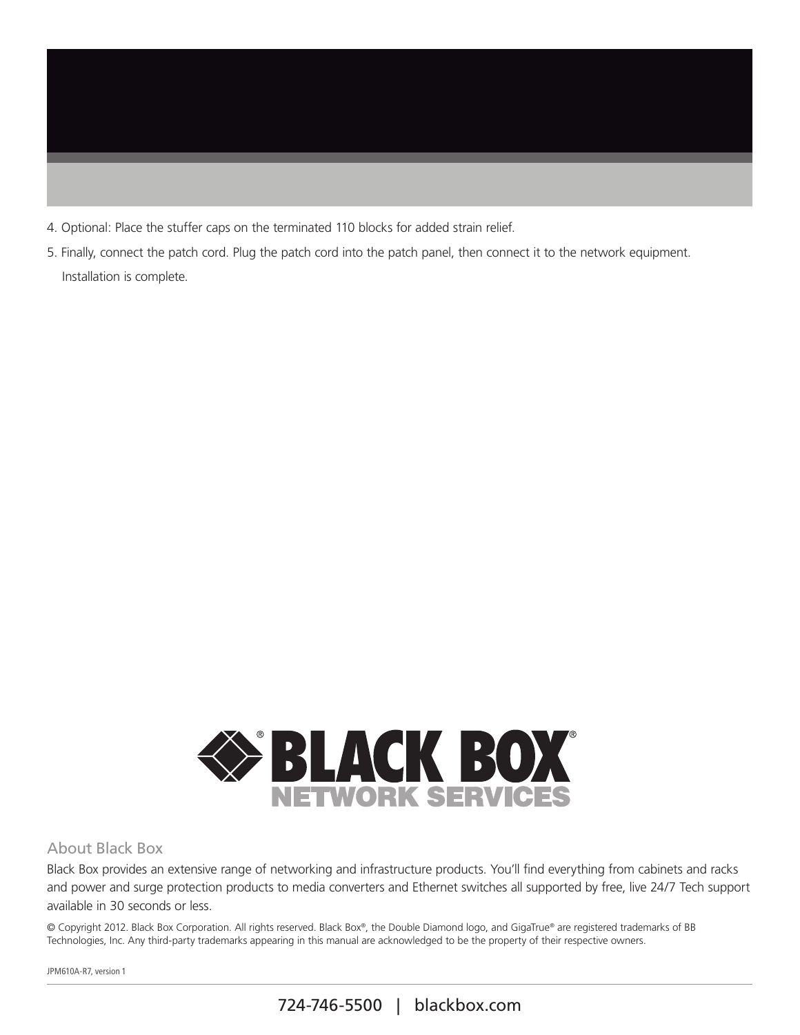4. Optional: Place the stuffer caps on the terminated 110 blocks for added strain relief.
5. Finally, connect the patch cord. Plug the patch cord into the patch panel, then connect it to the network equipment. Installation is complete.

BLACK BOX® NETWORK SERVICES

## About Black Box

Black Box provides an extensive range of networking and infrastructure products. You'll find everything from cabinets and racks and power and surge protection products to media converters and Ethernet switches all supported by free, live 24/7 Tech support available in 30 seconds or less.

© Copyright 2012. Black Box Corporation. All rights reserved. Black Box®, the Double Diamond logo, and GigaTrue® are registered trademarks of BB Technologies, Inc. Any third-party trademarks appearing in this manual are acknowledged to be the property of their respective owners.

JPM610A-R7, version 1

724-746-5500 | blackbox.com